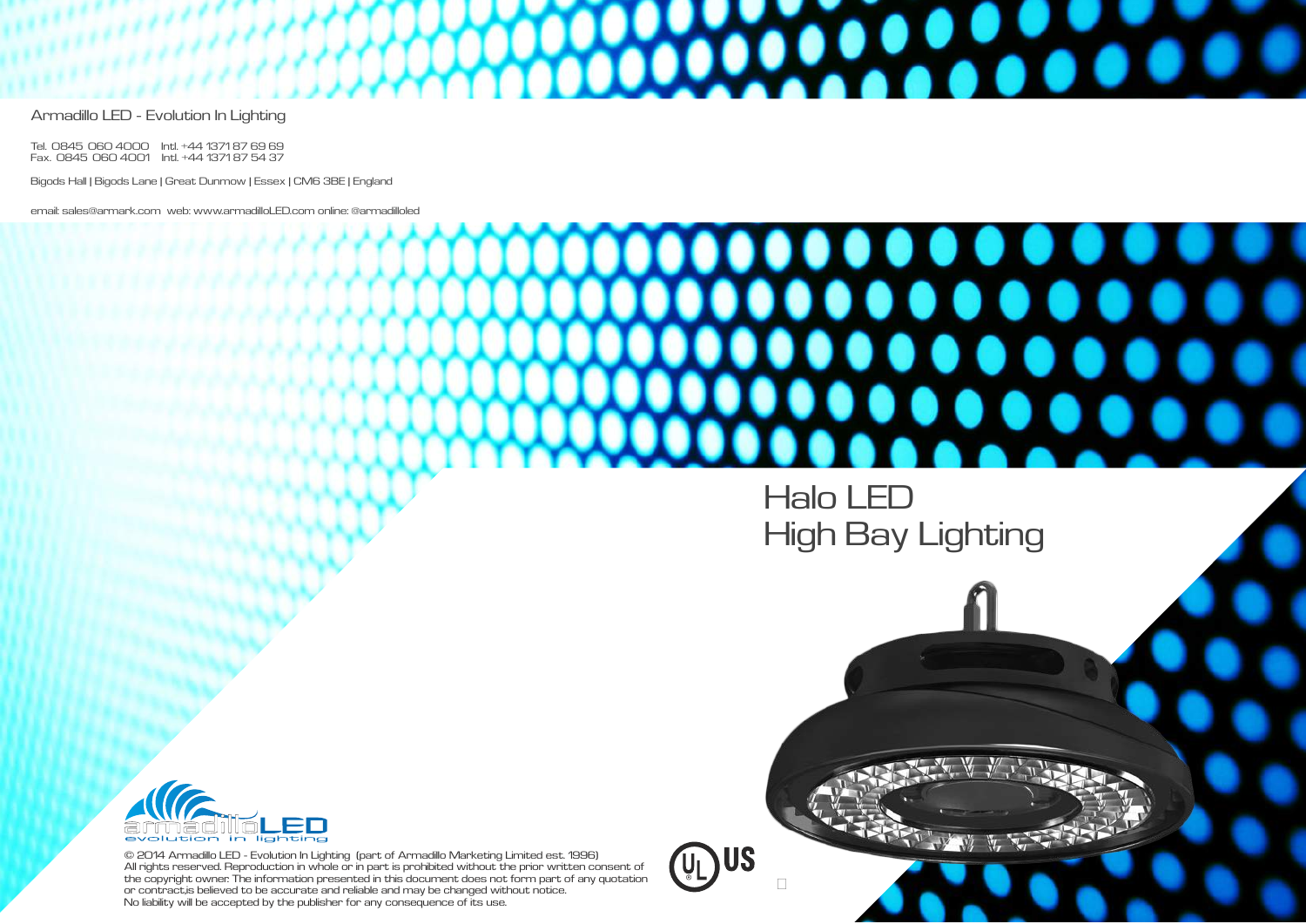Armadillo LED - Evolution In Lighting

Tel. 0845 060 4000 Intl. +44 1371 87 69 69
Fax. 0845 060 4001 Intl. +44 1371 87 54 37

Bigods Hall | Bigods Lane | Great Dunmow | Essex | CM6 3BE | England

email: sales@armark.com web: www.armadilloLED.com online: @armadilloled

# Halo LED High Bay Lighting

armadilloLED
evolution in lighting

© 2014 Armadillo LED - Evolution In Lighting (part of Armadillo Marketing Limited est. 1996)
All rights reserved. Reproduction in whole or in part is prohibited without the prior written consent of the copyright owner. The information presented in this document does not form part of any quotation or contract,is believed to be accurate and reliable and may be changed without notice.
No liability will be accepted by the publisher for any consequence of its use.

UL US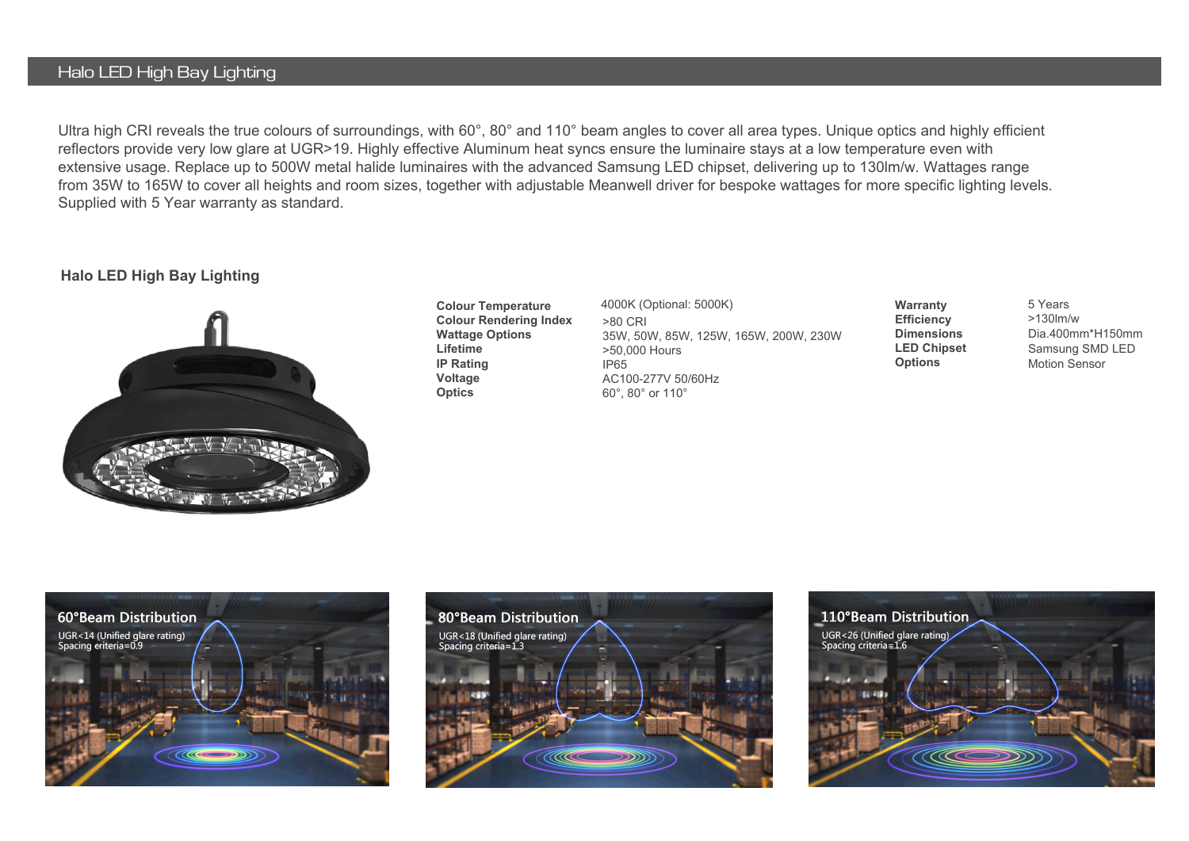## Halo LED High Bay Lighting

Ultra high CRI reveals the true colours of surroundings, with 60°, 80° and 110° beam angles to cover all area types. Unique optics and highly efficient reflectors provide very low glare at UGR>19. Highly effective Aluminum heat syncs ensure the luminaire stays at a low temperature even with extensive usage. Replace up to 500W metal halide luminaires with the advanced Samsung LED chipset, delivering up to 130lm/w. Wattages range from 35W to 165W to cover all heights and room sizes, together with adjustable Meanwell driver for bespoke wattages for more specific lighting levels. Supplied with 5 Year warranty as standard.

### Halo LED High Bay Lighting

| | |
|---|---|
| **Colour Temperature** | 4000K (Optional: 5000K) |
| **Colour Rendering Index** | >80 CRI |
| **Wattage Options** | 35W, 50W, 85W, 125W, 165W, 200W, 230W |
| **Lifetime** | >50,000 Hours |
| **IP Rating** | IP65 |
| **Voltage** | AC100-277V 50/60Hz |
| **Optics** | 60°, 80° or 110° |

| | |
|---|---|
| **Warranty** | 5 Years |
| **Efficiency** | >130lm/w |
| **Dimensions** | Dia.400mm*H150mm |
| **LED Chipset** | Samsung SMD LED |
| **Options** | Motion Sensor |

60°Beam Distribution
UGR<14 (Unified glare rating)
Spacing criteria=0.9

80°Beam Distribution
UGR<18 (Unified glare rating)
Spacing criteria=1.3

110°Beam Distribution
UGR<26 (Unified glare rating)
Spacing criteria=1.6